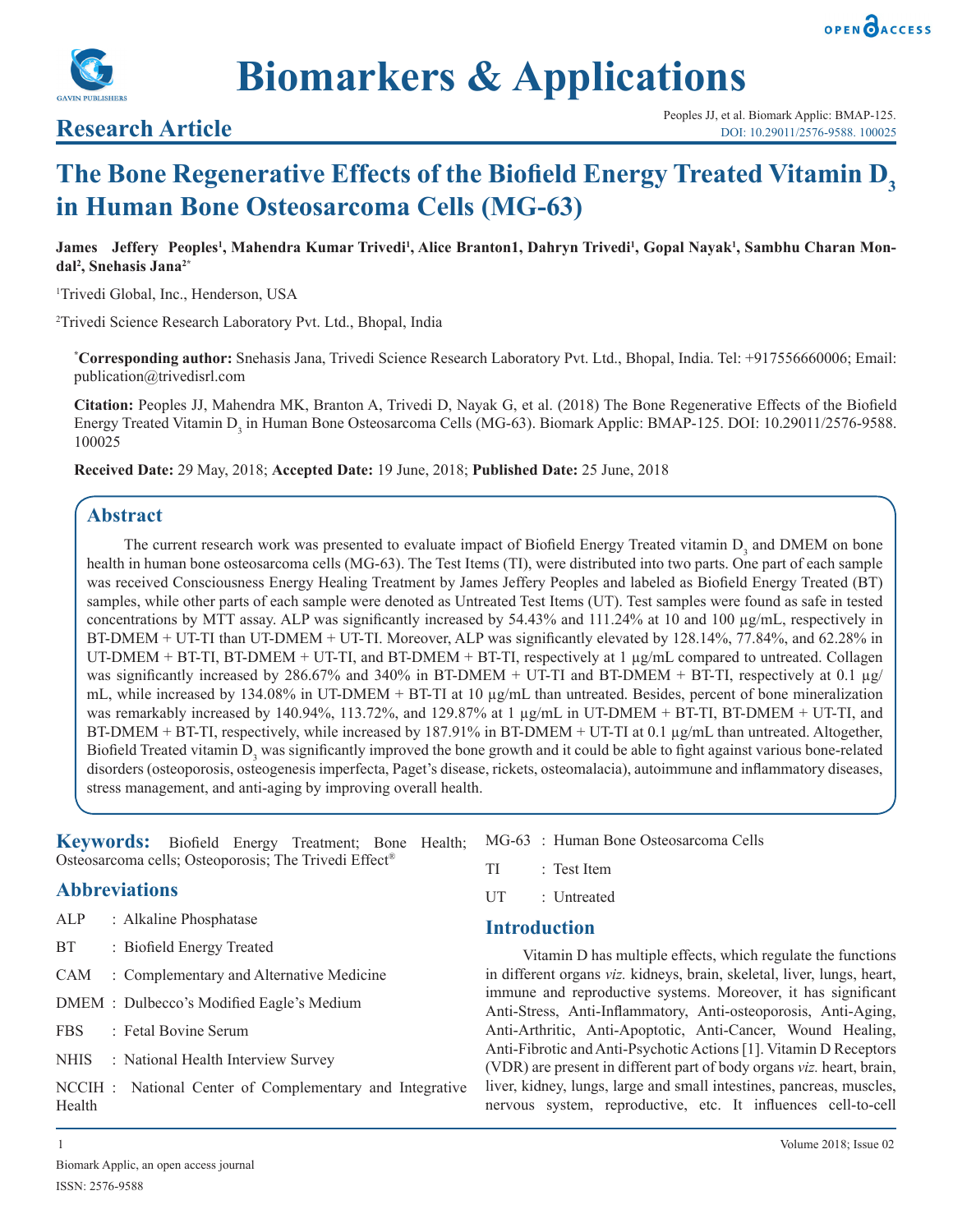Research Article

# The Bone Regenerative Effects of the Biofield Energy Treated Vitamin $D_3$ in Human Bone Osteosarcoma Cells (MG-63)

**James Jeffery Peoples[1], Mahendra Kumar Trivedi[1], Alice Branton1, Dahryn Trivedi[1], Gopal Nayak[1], Sambhu Charan Mondal[2], Snehasis Jana[2*]**

[1]Trivedi Global, Inc., Henderson, USA

[2]Trivedi Science Research Laboratory Pvt. Ltd., Bhopal, India

**[*]Corresponding author:** Snehasis Jana, Trivedi Science Research Laboratory Pvt. Ltd., Bhopal, India. Tel: +917556660006; Email: publication@trivedisrl.com

**Citation:** Peoples JJ, Mahendra MK, Branton A, Trivedi D, Nayak G, et al. (2018) The Bone Regenerative Effects of the Biofield Energy Treated Vitamin $D_3$ in Human Bone Osteosarcoma Cells (MG-63). Biomark Applic: BMAP-125. DOI: 10.29011/2576-9588.100025

**Received Date:** 29 May, 2018; **Accepted Date:** 19 June, 2018; **Published Date:** 25 June, 2018

## Abstract

The current research work was presented to evaluate impact of Biofield Energy Treated vitamin $D_3$ and DMEM on bone health in human bone osteosarcoma cells (MG-63). The Test Items (TI), were distributed into two parts. One part of each sample was received Consciousness Energy Healing Treatment by James Jeffery Peoples and labeled as Biofield Energy Treated (BT) samples, while other parts of each sample were denoted as Untreated Test Items (UT). Test samples were found as safe in tested concentrations by MTT assay. ALP was significantly increased by 54.43% and 111.24% at 10 and 100 µg/mL, respectively in BT-DMEM + UT-TI than UT-DMEM + UT-TI. Moreover, ALP was significantly elevated by 128.14%, 77.84%, and 62.28% in UT-DMEM + BT-TI, BT-DMEM + UT-TI, and BT-DMEM + BT-TI, respectively at 1 µg/mL compared to untreated. Collagen was significantly increased by 286.67% and 340% in BT-DMEM + UT-TI and BT-DMEM + BT-TI, respectively at 0.1 µg/mL, while increased by 134.08% in UT-DMEM + BT-TI at 10 µg/mL than untreated. Besides, percent of bone mineralization was remarkably increased by 140.94%, 113.72%, and 129.87% at 1 µg/mL in UT-DMEM + BT-TI, BT-DMEM + UT-TI, and BT-DMEM + BT-TI, respectively, while increased by 187.91% in BT-DMEM + UT-TI at 0.1 µg/mL than untreated. Altogether, Biofield Treated vitamin $D_3$ was significantly improved the bone growth and it could be able to fight against various bone-related disorders (osteoporosis, osteogenesis imperfecta, Paget's disease, rickets, osteomalacia), autoimmune and inflammatory diseases, stress management, and anti-aging by improving overall health.

**Keywords:** Biofield Energy Treatment; Bone Health; Osteosarcoma cells; Osteoporosis; The Trivedi Effect®

## Abbreviations

ALP : Alkaline Phosphatase

BT : Biofield Energy Treated

CAM : Complementary and Alternative Medicine

DMEM : Dulbecco's Modified Eagle's Medium

FBS : Fetal Bovine Serum

NHIS : National Health Interview Survey

NCCIH : National Center of Complementary and Integrative Health

MG-63 : Human Bone Osteosarcoma Cells

TI : Test Item

UT : Untreated

## Introduction

Vitamin D has multiple effects, which regulate the functions in different organs *viz.* kidneys, brain, skeletal, liver, lungs, heart, immune and reproductive systems. Moreover, it has significant Anti-Stress, Anti-Inflammatory, Anti-osteoporosis, Anti-Aging, Anti-Arthritic, Anti-Apoptotic, Anti-Cancer, Wound Healing, Anti-Fibrotic and Anti-Psychotic Actions [1]. Vitamin D Receptors (VDR) are present in different part of body organs *viz.* heart, brain, liver, kidney, lungs, large and small intestines, pancreas, muscles, nervous system, reproductive, etc. It influences cell-to-cell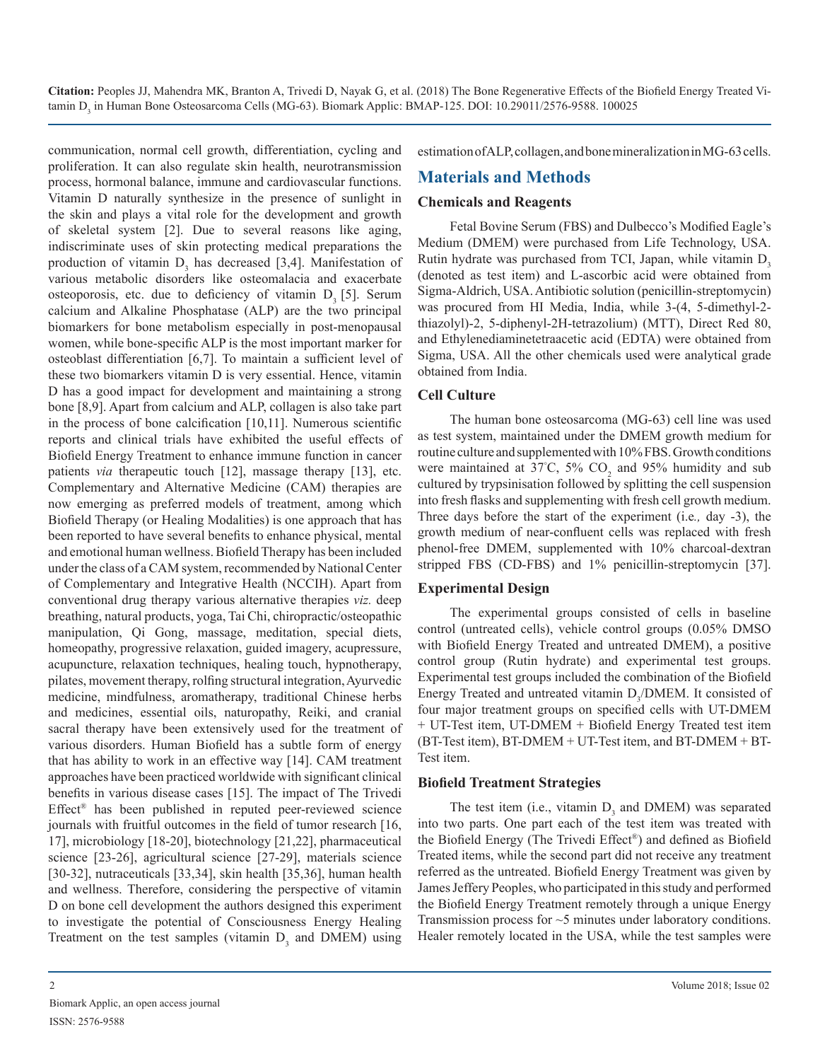communication, normal cell growth, differentiation, cycling and proliferation. It can also regulate skin health, neurotransmission process, hormonal balance, immune and cardiovascular functions. Vitamin D naturally synthesize in the presence of sunlight in the skin and plays a vital role for the development and growth of skeletal system [2]. Due to several reasons like aging, indiscriminate uses of skin protecting medical preparations the production of vitamin $D_3$ has decreased [3,4]. Manifestation of various metabolic disorders like osteomalacia and exacerbate osteoporosis, etc. due to deficiency of vitamin $D_3$ [5]. Serum calcium and Alkaline Phosphatase (ALP) are the two principal biomarkers for bone metabolism especially in post-menopausal women, while bone-specific ALP is the most important marker for osteoblast differentiation [6,7]. To maintain a sufficient level of these two biomarkers vitamin D is very essential. Hence, vitamin D has a good impact for development and maintaining a strong bone [8,9]. Apart from calcium and ALP, collagen is also take part in the process of bone calcification [10,11]. Numerous scientific reports and clinical trials have exhibited the useful effects of Biofield Energy Treatment to enhance immune function in cancer patients *via* therapeutic touch [12], massage therapy [13], etc. Complementary and Alternative Medicine (CAM) therapies are now emerging as preferred models of treatment, among which Biofield Therapy (or Healing Modalities) is one approach that has been reported to have several benefits to enhance physical, mental and emotional human wellness. Biofield Therapy has been included under the class of a CAM system, recommended by National Center of Complementary and Integrative Health (NCCIH). Apart from conventional drug therapy various alternative therapies *viz.* deep breathing, natural products, yoga, Tai Chi, chiropractic/osteopathic manipulation, Qi Gong, massage, meditation, special diets, homeopathy, progressive relaxation, guided imagery, acupressure, acupuncture, relaxation techniques, healing touch, hypnotherapy, pilates, movement therapy, rolfing structural integration, Ayurvedic medicine, mindfulness, aromatherapy, traditional Chinese herbs and medicines, essential oils, naturopathy, Reiki, and cranial sacral therapy have been extensively used for the treatment of various disorders. Human Biofield has a subtle form of energy that has ability to work in an effective way [14]. CAM treatment approaches have been practiced worldwide with significant clinical benefits in various disease cases [15]. The impact of The Trivedi Effect® has been published in reputed peer-reviewed science journals with fruitful outcomes in the field of tumor research [16, 17], microbiology [18-20], biotechnology [21,22], pharmaceutical science [23-26], agricultural science [27-29], materials science [30-32], nutraceuticals [33,34], skin health [35,36], human health and wellness. Therefore, considering the perspective of vitamin D on bone cell development the authors designed this experiment to investigate the potential of Consciousness Energy Healing Treatment on the test samples (vitamin $D_3$ and DMEM) using estimation of ALP, collagen, and bone mineralization in MG-63 cells.

## Materials and Methods

### Chemicals and Reagents

Fetal Bovine Serum (FBS) and Dulbecco's Modified Eagle's Medium (DMEM) were purchased from Life Technology, USA. Rutin hydrate was purchased from TCI, Japan, while vitamin $D_3$ (denoted as test item) and L-ascorbic acid were obtained from Sigma-Aldrich, USA. Antibiotic solution (penicillin-streptomycin) was procured from HI Media, India, while 3-(4, 5-dimethyl-2-thiazolyl)-2, 5-diphenyl-2H-tetrazolium) (MTT), Direct Red 80, and Ethylenediaminetetraacetic acid (EDTA) were obtained from Sigma, USA. All the other chemicals used were analytical grade obtained from India.

### Cell Culture

The human bone osteosarcoma (MG-63) cell line was used as test system, maintained under the DMEM growth medium for routine culture and supplemented with 10% FBS. Growth conditions were maintained at 37°C, 5% $CO_2$ and 95% humidity and sub cultured by trypsinisation followed by splitting the cell suspension into fresh flasks and supplementing with fresh cell growth medium. Three days before the start of the experiment (i.e*.,* day -3), the growth medium of near-confluent cells was replaced with fresh phenol-free DMEM, supplemented with 10% charcoal-dextran stripped FBS (CD-FBS) and 1% penicillin-streptomycin [37].

### Experimental Design

The experimental groups consisted of cells in baseline control (untreated cells), vehicle control groups (0.05% DMSO with Biofield Energy Treated and untreated DMEM), a positive control group (Rutin hydrate) and experimental test groups. Experimental test groups included the combination of the Biofield Energy Treated and untreated vitamin $D_3$/DMEM. It consisted of four major treatment groups on specified cells with UT-DMEM + UT-Test item, UT-DMEM + Biofield Energy Treated test item (BT-Test item), BT-DMEM + UT-Test item, and BT-DMEM + BT-Test item.

### Biofield Treatment Strategies

The test item (i.e., vitamin $D_3$ and DMEM) was separated into two parts. One part each of the test item was treated with the Biofield Energy (The Trivedi Effect®) and defined as Biofield Treated items, while the second part did not receive any treatment referred as the untreated. Biofield Energy Treatment was given by James Jeffery Peoples, who participated in this study and performed the Biofield Energy Treatment remotely through a unique Energy Transmission process for ~5 minutes under laboratory conditions. Healer remotely located in the USA, while the test samples were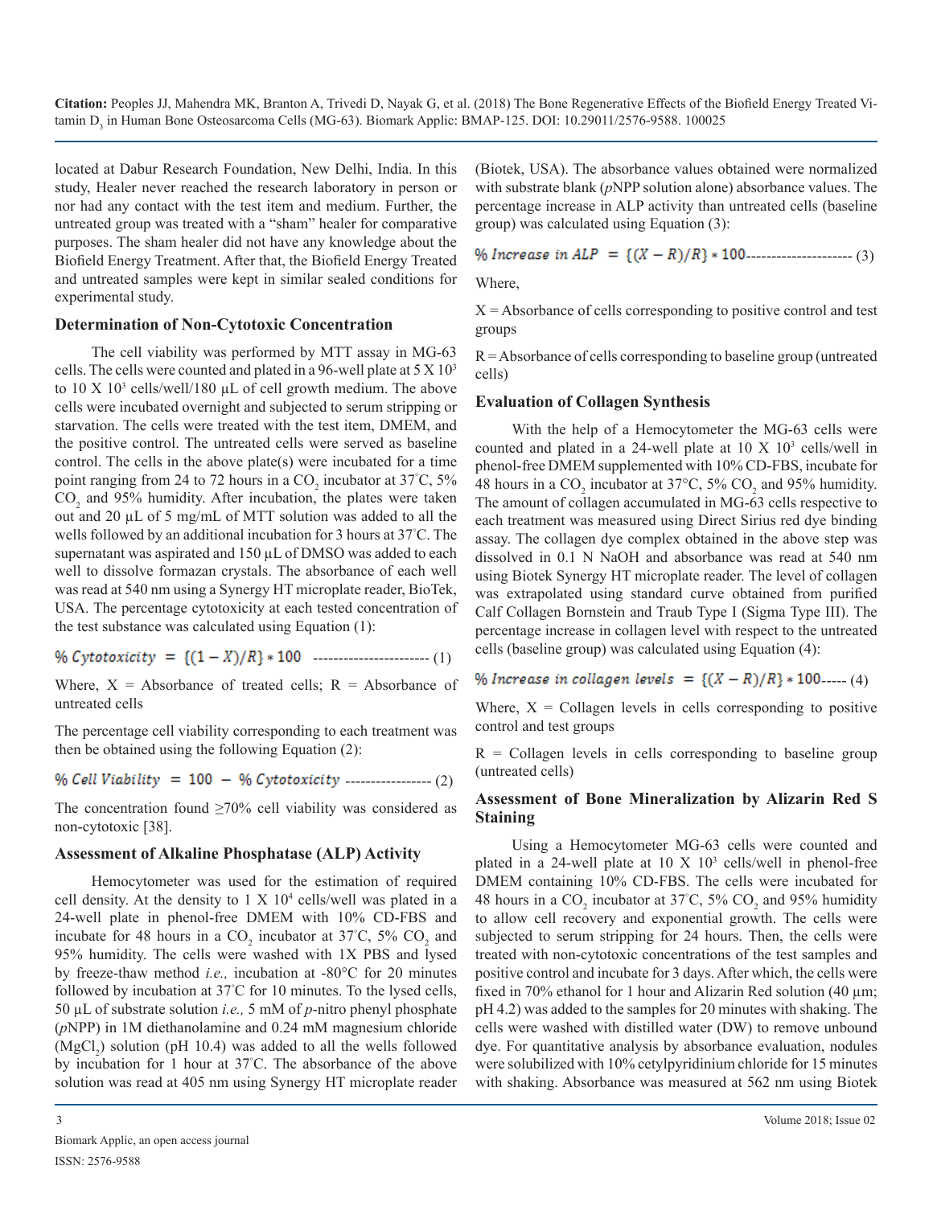located at Dabur Research Foundation, New Delhi, India. In this study, Healer never reached the research laboratory in person or nor had any contact with the test item and medium. Further, the untreated group was treated with a "sham" healer for comparative purposes. The sham healer did not have any knowledge about the Biofield Energy Treatment. After that, the Biofield Energy Treated and untreated samples were kept in similar sealed conditions for experimental study.

### Determination of Non-Cytotoxic Concentration

The cell viability was performed by MTT assay in MG-63 cells. The cells were counted and plated in a 96-well plate at $5 \times 10^3$ to $10 \times 10^3$ cells/well/180 µL of cell growth medium. The above cells were incubated overnight and subjected to serum stripping or starvation. The cells were treated with the test item, DMEM, and the positive control. The untreated cells were served as baseline control. The cells in the above plate(s) were incubated for a time point ranging from 24 to 72 hours in a $CO_2$ incubator at 37°C, 5% $CO_2$ and 95% humidity. After incubation, the plates were taken out and 20 µL of 5 mg/mL of MTT solution was added to all the wells followed by an additional incubation for 3 hours at 37°C. The supernatant was aspirated and 150 µL of DMSO was added to each well to dissolve formazan crystals. The absorbance of each well was read at 540 nm using a Synergy HT microplate reader, BioTek, USA. The percentage cytotoxicity at each tested concentration of the test substance was calculated using Equation (1):

$$\% \, Cytotoxicity = \{(1 - X)/R\} * 100 \qquad (1)$$

Where, X = Absorbance of treated cells; R = Absorbance of untreated cells

The percentage cell viability corresponding to each treatment was then be obtained using the following Equation (2):

$$\% \, Cell \, Viability = 100 - \% \, Cytotoxicity \qquad (2)$$

The concentration found ≥70% cell viability was considered as non-cytotoxic [38].

### Assessment of Alkaline Phosphatase (ALP) Activity

Hemocytometer was used for the estimation of required cell density. At the density to $1 \times 10^4$ cells/well was plated in a 24-well plate in phenol-free DMEM with 10% CD-FBS and incubate for 48 hours in a $CO_2$ incubator at 37°C, 5% $CO_2$ and 95% humidity. The cells were washed with 1X PBS and lysed by freeze-thaw method *i.e.,* incubation at -80°C for 20 minutes followed by incubation at 37°C for 10 minutes. To the lysed cells, 50 µL of substrate solution *i.e.,* 5 mM of *p*-nitro phenyl phosphate (*p*NPP) in 1M diethanolamine and 0.24 mM magnesium chloride ($MgCl_2$) solution (pH 10.4) was added to all the wells followed by incubation for 1 hour at 37°C. The absorbance of the above solution was read at 405 nm using Synergy HT microplate reader (Biotek, USA). The absorbance values obtained were normalized with substrate blank (*p*NPP solution alone) absorbance values. The percentage increase in ALP activity than untreated cells (baseline group) was calculated using Equation (3):

$$\% \, Increase \, in \, ALP = \{(X - R)/R\} * 100 \qquad (3)$$

Where,

X = Absorbance of cells corresponding to positive control and test groups

R = Absorbance of cells corresponding to baseline group (untreated cells)

### Evaluation of Collagen Synthesis

With the help of a Hemocytometer the MG-63 cells were counted and plated in a 24-well plate at $10 \times 10^3$ cells/well in phenol-free DMEM supplemented with 10% CD-FBS, incubate for 48 hours in a $CO_2$ incubator at 37°C, 5% $CO_2$ and 95% humidity. The amount of collagen accumulated in MG-63 cells respective to each treatment was measured using Direct Sirius red dye binding assay. The collagen dye complex obtained in the above step was dissolved in 0.1 N NaOH and absorbance was read at 540 nm using Biotek Synergy HT microplate reader. The level of collagen was extrapolated using standard curve obtained from purified Calf Collagen Bornstein and Traub Type I (Sigma Type III). The percentage increase in collagen level with respect to the untreated cells (baseline group) was calculated using Equation (4):

$$\% \, Increase \, in \, collagen \, levels = \{(X - R)/R\} * 100 \qquad (4)$$

Where, X = Collagen levels in cells corresponding to positive control and test groups

R = Collagen levels in cells corresponding to baseline group (untreated cells)

### Assessment of Bone Mineralization by Alizarin Red S Staining

Using a Hemocytometer MG-63 cells were counted and plated in a 24-well plate at $10 \times 10^3$ cells/well in phenol-free DMEM containing 10% CD-FBS. The cells were incubated for 48 hours in a $CO_2$ incubator at 37°C, 5% $CO_2$ and 95% humidity to allow cell recovery and exponential growth. The cells were subjected to serum stripping for 24 hours. Then, the cells were treated with non-cytotoxic concentrations of the test samples and positive control and incubate for 3 days. After which, the cells were fixed in 70% ethanol for 1 hour and Alizarin Red solution (40 µm; pH 4.2) was added to the samples for 20 minutes with shaking. The cells were washed with distilled water (DW) to remove unbound dye. For quantitative analysis by absorbance evaluation, nodules were solubilized with 10% cetylpyridinium chloride for 15 minutes with shaking. Absorbance was measured at 562 nm using Biotek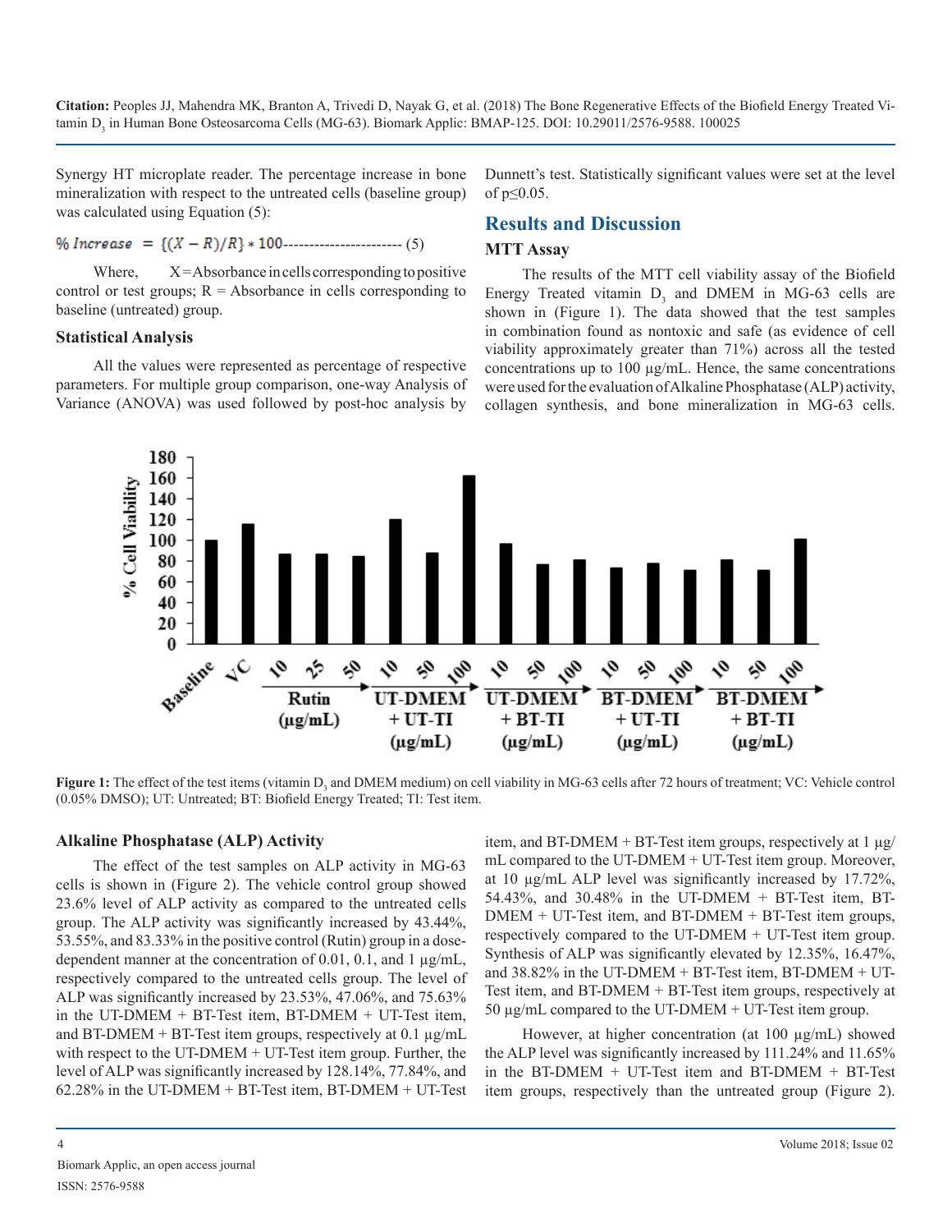Synergy HT microplate reader. The percentage increase in bone mineralization with respect to the untreated cells (baseline group) was calculated using Equation (5):

$$\% \, Increase = \{(X - R)/R\} * 100 \qquad (5)$$

Where, X = Absorbance in cells corresponding to positive control or test groups; R = Absorbance in cells corresponding to baseline (untreated) group.

### Statistical Analysis

All the values were represented as percentage of respective parameters. For multiple group comparison, one-way Analysis of Variance (ANOVA) was used followed by post-hoc analysis by Dunnett's test. Statistically significant values were set at the level of $p \leq 0.05$.

## Results and Discussion

### MTT Assay

The results of the MTT cell viability assay of the Biofield Energy Treated vitamin $D_3$ and DMEM in MG-63 cells are shown in (Figure 1). The data showed that the test samples in combination found as nontoxic and safe (as evidence of cell viability approximately greater than 71%) across all the tested concentrations up to 100 µg/mL. Hence, the same concentrations were used for the evaluation of Alkaline Phosphatase (ALP) activity, collagen synthesis, and bone mineralization in MG-63 cells.

**Figure 1:** The effect of the test items (vitamin $D_3$ and DMEM medium) on cell viability in MG-63 cells after 72 hours of treatment; VC: Vehicle control (0.05% DMSO); UT: Untreated; BT: Biofield Energy Treated; TI: Test item.

### Alkaline Phosphatase (ALP) Activity

The effect of the test samples on ALP activity in MG-63 cells is shown in (Figure 2). The vehicle control group showed 23.6% level of ALP activity as compared to the untreated cells group. The ALP activity was significantly increased by 43.44%, 53.55%, and 83.33% in the positive control (Rutin) group in a dose-dependent manner at the concentration of 0.01, 0.1, and 1 µg/mL, respectively compared to the untreated cells group. The level of ALP was significantly increased by 23.53%, 47.06%, and 75.63% in the UT-DMEM + BT-Test item, BT-DMEM + UT-Test item, and BT-DMEM + BT-Test item groups, respectively at 0.1 µg/mL with respect to the UT-DMEM + UT-Test item group. Further, the level of ALP was significantly increased by 128.14%, 77.84%, and 62.28% in the UT-DMEM + BT-Test item, BT-DMEM + UT-Test item, and BT-DMEM + BT-Test item groups, respectively at 1 µg/mL compared to the UT-DMEM + UT-Test item group. Moreover, at 10 µg/mL ALP level was significantly increased by 17.72%, 54.43%, and 30.48% in the UT-DMEM + BT-Test item, BT-DMEM + UT-Test item, and BT-DMEM + BT-Test item groups, respectively compared to the UT-DMEM + UT-Test item group. Synthesis of ALP was significantly elevated by 12.35%, 16.47%, and 38.82% in the UT-DMEM + BT-Test item, BT-DMEM + UT-Test item, and BT-DMEM + BT-Test item groups, respectively at 50 µg/mL compared to the UT-DMEM + UT-Test item group.

However, at higher concentration (at 100 µg/mL) showed the ALP level was significantly increased by 111.24% and 11.65% in the BT-DMEM + UT-Test item and BT-DMEM + BT-Test item groups, respectively than the untreated group (Figure 2).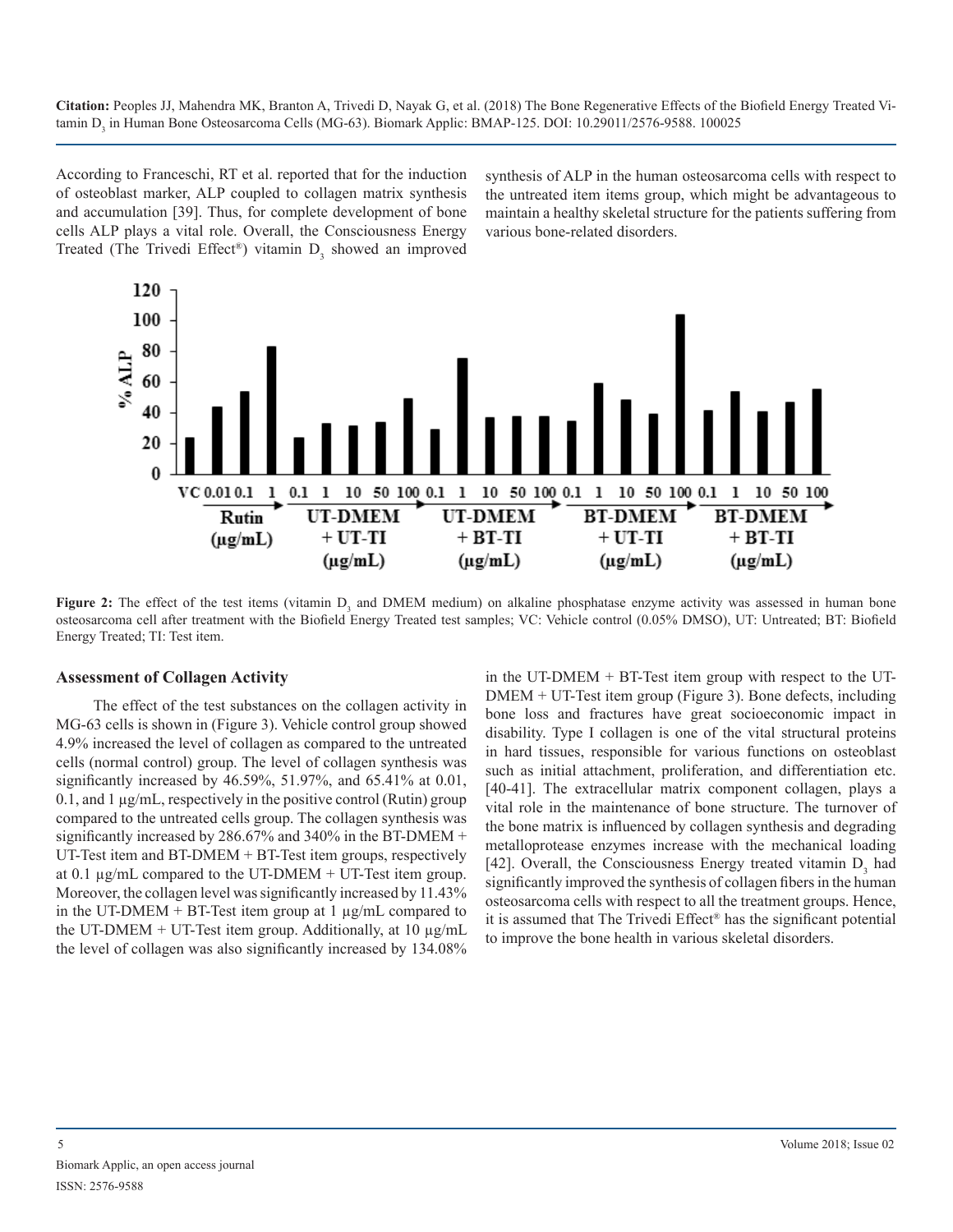According to Franceschi, RT et al. reported that for the induction of osteoblast marker, ALP coupled to collagen matrix synthesis and accumulation [39]. Thus, for complete development of bone cells ALP plays a vital role. Overall, the Consciousness Energy Treated (The Trivedi Effect®) vitamin $D_3$ showed an improved synthesis of ALP in the human osteosarcoma cells with respect to the untreated item items group, which might be advantageous to maintain a healthy skeletal structure for the patients suffering from various bone-related disorders.

**Figure 2:** The effect of the test items (vitamin $D_3$ and DMEM medium) on alkaline phosphatase enzyme activity was assessed in human bone osteosarcoma cell after treatment with the Biofield Energy Treated test samples; VC: Vehicle control (0.05% DMSO), UT: Untreated; BT: Biofield Energy Treated; TI: Test item.

### Assessment of Collagen Activity

The effect of the test substances on the collagen activity in MG-63 cells is shown in (Figure 3). Vehicle control group showed 4.9% increased the level of collagen as compared to the untreated cells (normal control) group. The level of collagen synthesis was significantly increased by 46.59%, 51.97%, and 65.41% at 0.01, 0.1, and 1 µg/mL, respectively in the positive control (Rutin) group compared to the untreated cells group. The collagen synthesis was significantly increased by 286.67% and 340% in the BT-DMEM + UT-Test item and BT-DMEM + BT-Test item groups, respectively at 0.1 µg/mL compared to the UT-DMEM + UT-Test item group. Moreover, the collagen level was significantly increased by 11.43% in the UT-DMEM + BT-Test item group at 1 µg/mL compared to the UT-DMEM + UT-Test item group. Additionally, at 10 µg/mL the level of collagen was also significantly increased by 134.08% in the UT-DMEM + BT-Test item group with respect to the UT-DMEM + UT-Test item group (Figure 3). Bone defects, including bone loss and fractures have great socioeconomic impact in disability. Type I collagen is one of the vital structural proteins in hard tissues, responsible for various functions on osteoblast such as initial attachment, proliferation, and differentiation etc. [40-41]. The extracellular matrix component collagen, plays a vital role in the maintenance of bone structure. The turnover of the bone matrix is influenced by collagen synthesis and degrading metalloprotease enzymes increase with the mechanical loading [42]. Overall, the Consciousness Energy treated vitamin $D_3$ had significantly improved the synthesis of collagen fibers in the human osteosarcoma cells with respect to all the treatment groups. Hence, it is assumed that The Trivedi Effect® has the significant potential to improve the bone health in various skeletal disorders.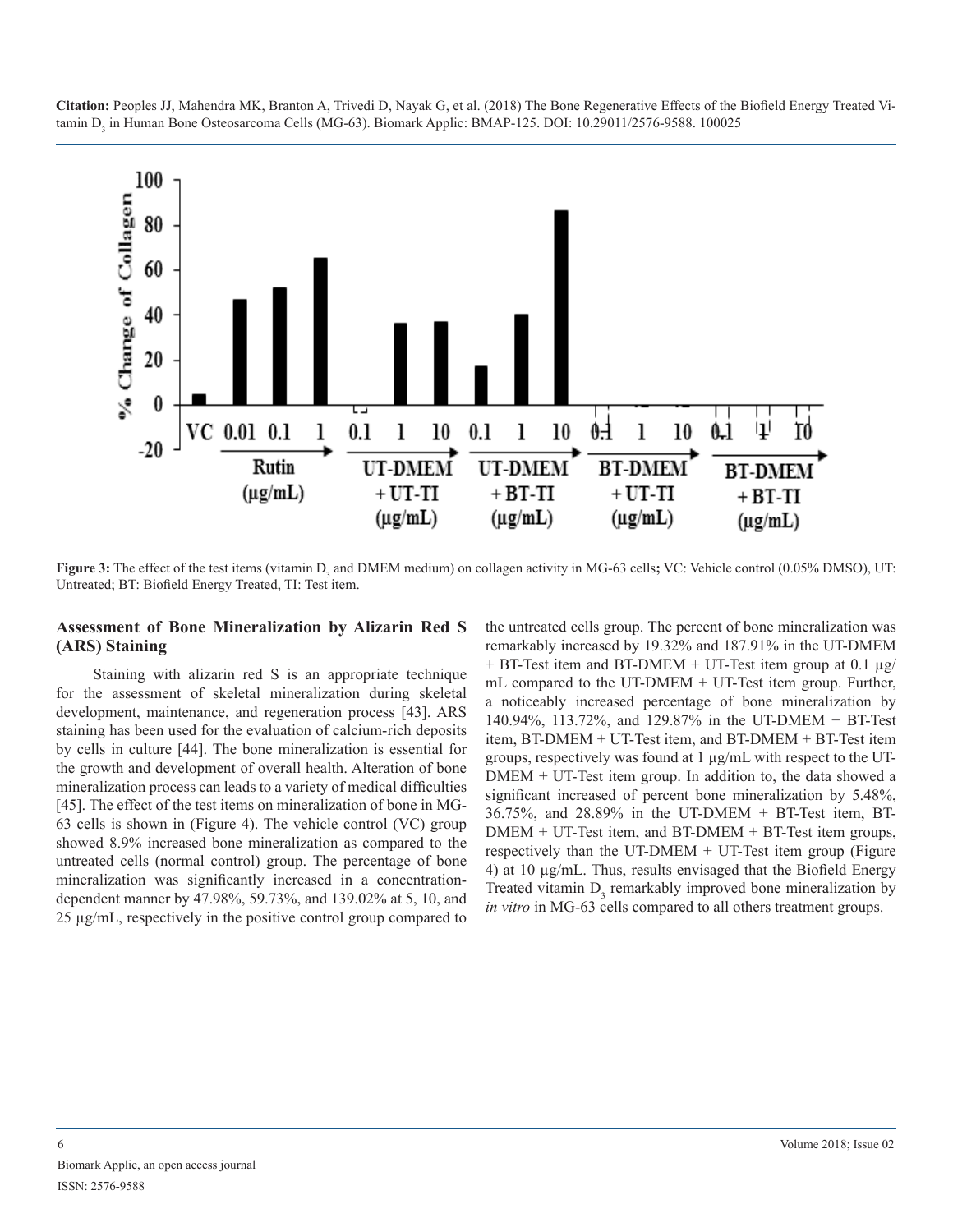Figure 3: The effect of the test items (vitamin $D_3$ and DMEM medium) on collagen activity in MG-63 cells; VC: Vehicle control (0.05% DMSO), UT: Untreated; BT: Biofield Energy Treated, TI: Test item.

### Assessment of Bone Mineralization by Alizarin Red S (ARS) Staining

Staining with alizarin red S is an appropriate technique for the assessment of skeletal mineralization during skeletal development, maintenance, and regeneration process [43]. ARS staining has been used for the evaluation of calcium-rich deposits by cells in culture [44]. The bone mineralization is essential for the growth and development of overall health. Alteration of bone mineralization process can leads to a variety of medical difficulties [45]. The effect of the test items on mineralization of bone in MG-63 cells is shown in (Figure 4). The vehicle control (VC) group showed 8.9% increased bone mineralization as compared to the untreated cells (normal control) group. The percentage of bone mineralization was significantly increased in a concentration-dependent manner by 47.98%, 59.73%, and 139.02% at 5, 10, and 25 µg/mL, respectively in the positive control group compared to the untreated cells group. The percent of bone mineralization was remarkably increased by 19.32% and 187.91% in the UT-DMEM + BT-Test item and BT-DMEM + UT-Test item group at 0.1 µg/mL compared to the UT-DMEM + UT-Test item group. Further, a noticeably increased percentage of bone mineralization by 140.94%, 113.72%, and 129.87% in the UT-DMEM + BT-Test item, BT-DMEM + UT-Test item, and BT-DMEM + BT-Test item groups, respectively was found at 1 µg/mL with respect to the UT-DMEM + UT-Test item group. In addition to, the data showed a significant increased of percent bone mineralization by 5.48%, 36.75%, and 28.89% in the UT-DMEM + BT-Test item, BT-DMEM + UT-Test item, and BT-DMEM + BT-Test item groups, respectively than the UT-DMEM + UT-Test item group (Figure 4) at 10 µg/mL. Thus, results envisaged that the Biofield Energy Treated vitamin $D_3$ remarkably improved bone mineralization by *in vitro* in MG-63 cells compared to all others treatment groups.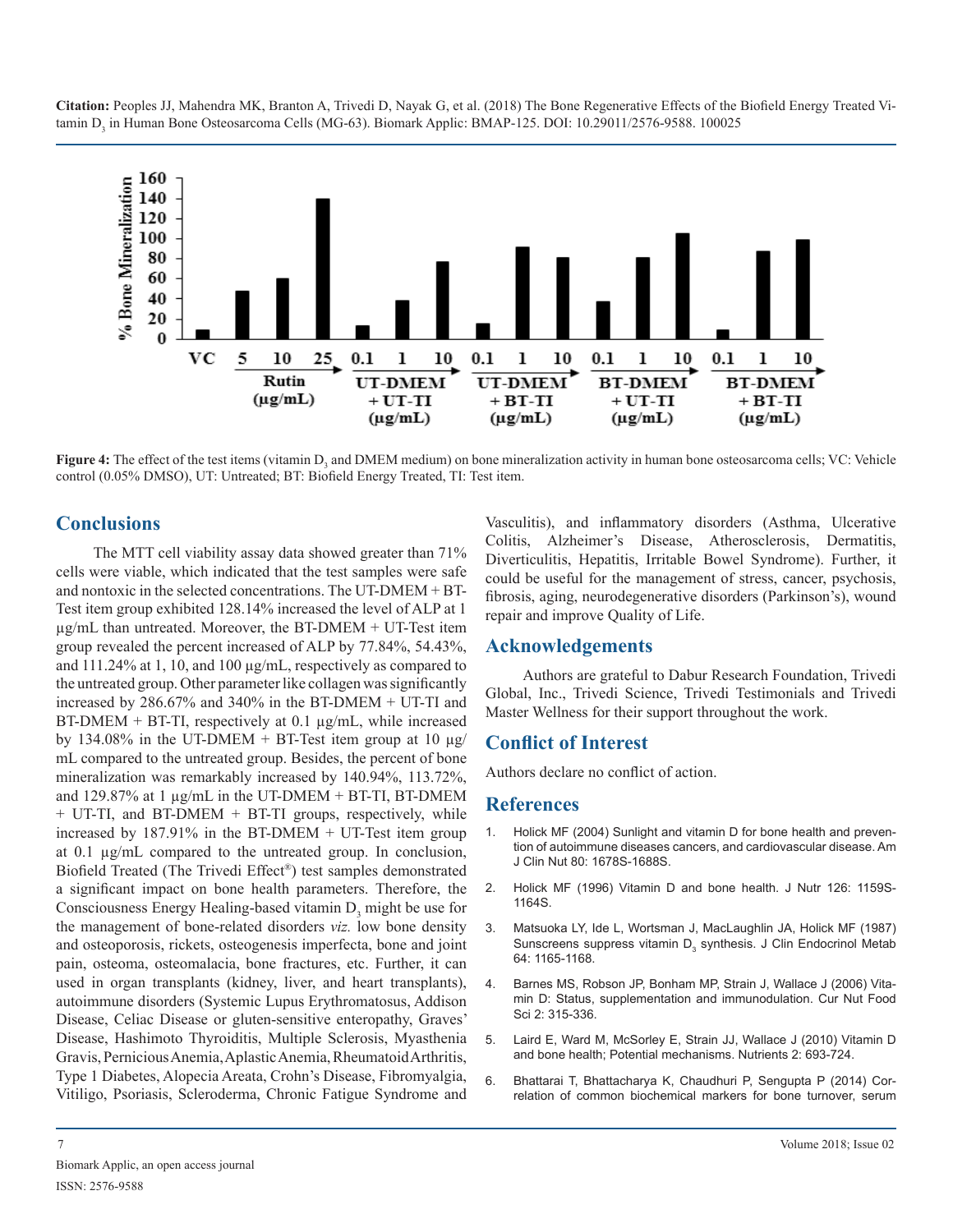Figure 4: The effect of the test items (vitamin $D_3$ and DMEM medium) on bone mineralization activity in human bone osteosarcoma cells; VC: Vehicle control (0.05% DMSO), UT: Untreated; BT: Biofield Energy Treated, TI: Test item.

## Conclusions

The MTT cell viability assay data showed greater than 71% cells were viable, which indicated that the test samples were safe and nontoxic in the selected concentrations. The UT-DMEM + BT-Test item group exhibited 128.14% increased the level of ALP at 1 µg/mL than untreated. Moreover, the BT-DMEM + UT-Test item group revealed the percent increased of ALP by 77.84%, 54.43%, and 111.24% at 1, 10, and 100 µg/mL, respectively as compared to the untreated group. Other parameter like collagen was significantly increased by 286.67% and 340% in the BT-DMEM + UT-TI and BT-DMEM + BT-TI, respectively at 0.1 µg/mL, while increased by 134.08% in the UT-DMEM + BT-Test item group at 10 µg/mL compared to the untreated group. Besides, the percent of bone mineralization was remarkably increased by 140.94%, 113.72%, and 129.87% at 1 µg/mL in the UT-DMEM + BT-TI, BT-DMEM + UT-TI, and BT-DMEM + BT-TI groups, respectively, while increased by 187.91% in the BT-DMEM + UT-Test item group at 0.1 µg/mL compared to the untreated group. In conclusion, Biofield Treated (The Trivedi Effect®) test samples demonstrated a significant impact on bone health parameters. Therefore, the Consciousness Energy Healing-based vitamin $D_3$ might be use for the management of bone-related disorders *viz.* low bone density and osteoporosis, rickets, osteogenesis imperfecta, bone and joint pain, osteoma, osteomalacia, bone fractures, etc. Further, it can used in organ transplants (kidney, liver, and heart transplants), autoimmune disorders (Systemic Lupus Erythromatosus, Addison Disease, Celiac Disease or gluten-sensitive enteropathy, Graves' Disease, Hashimoto Thyroiditis, Multiple Sclerosis, Myasthenia Gravis, Pernicious Anemia, Aplastic Anemia, Rheumatoid Arthritis, Type 1 Diabetes, Alopecia Areata, Crohn's Disease, Fibromyalgia, Vitiligo, Psoriasis, Scleroderma, Chronic Fatigue Syndrome and Vasculitis), and inflammatory disorders (Asthma, Ulcerative Colitis, Alzheimer's Disease, Atherosclerosis, Dermatitis, Diverticulitis, Hepatitis, Irritable Bowel Syndrome). Further, it could be useful for the management of stress, cancer, psychosis, fibrosis, aging, neurodegenerative disorders (Parkinson's), wound repair and improve Quality of Life.

## Acknowledgements

Authors are grateful to Dabur Research Foundation, Trivedi Global, Inc., Trivedi Science, Trivedi Testimonials and Trivedi Master Wellness for their support throughout the work.

## Conflict of Interest

Authors declare no conflict of action.

## References

1. Holick MF (2004) Sunlight and vitamin D for bone health and prevention of autoimmune diseases cancers, and cardiovascular disease. Am J Clin Nut 80: 1678S-1688S.
2. Holick MF (1996) Vitamin D and bone health. J Nutr 126: 1159S-1164S.
3. Matsuoka LY, Ide L, Wortsman J, MacLaughlin JA, Holick MF (1987) Sunscreens suppress vitamin $D_3$ synthesis. J Clin Endocrinol Metab 64: 1165-1168.
4. Barnes MS, Robson JP, Bonham MP, Strain J, Wallace J (2006) Vitamin D: Status, supplementation and immunodulation. Cur Nut Food Sci 2: 315-336.
5. Laird E, Ward M, McSorley E, Strain JJ, Wallace J (2010) Vitamin D and bone health; Potential mechanisms. Nutrients 2: 693-724.
6. Bhattarai T, Bhattacharya K, Chaudhuri P, Sengupta P (2014) Correlation of common biochemical markers for bone turnover, serum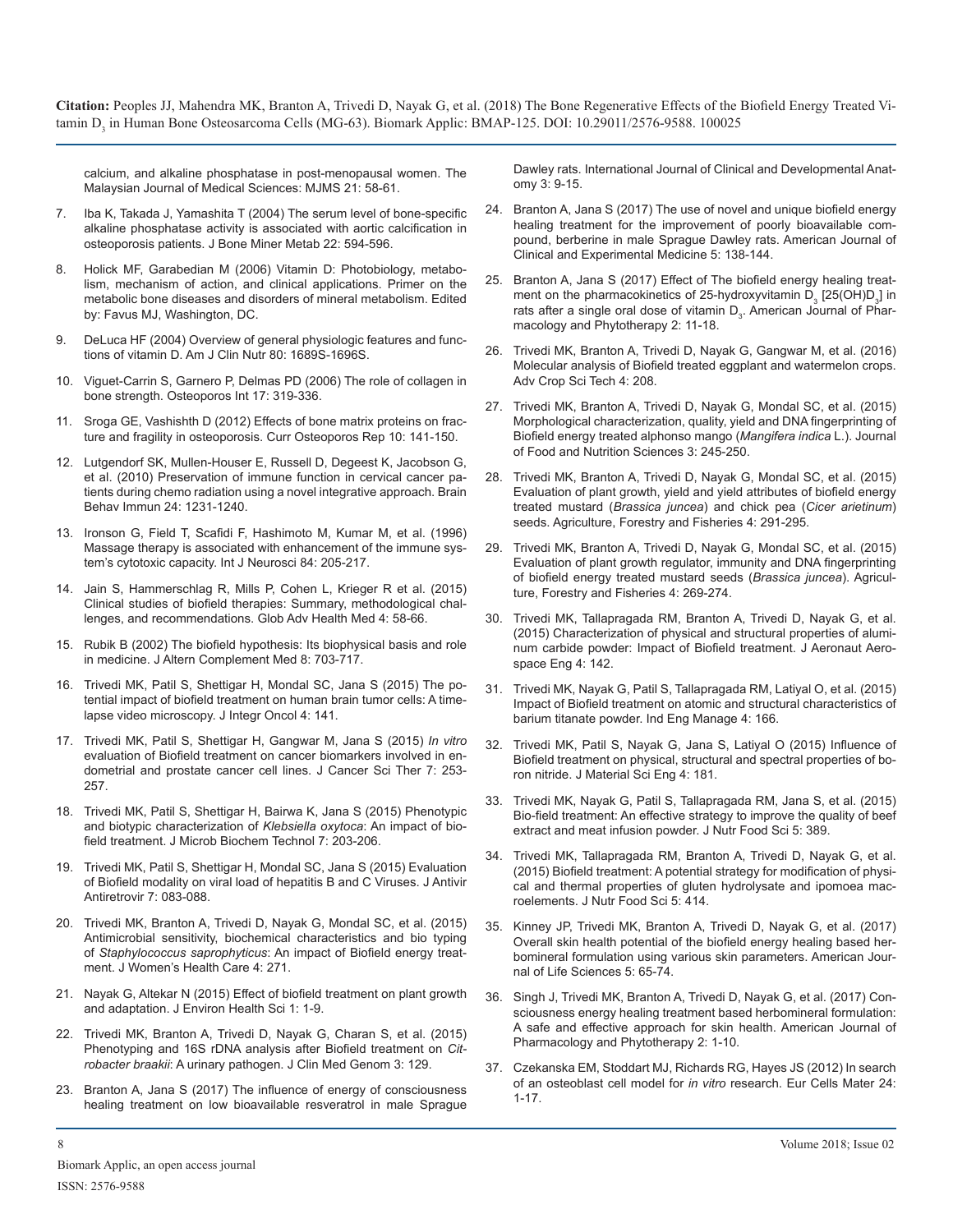calcium, and alkaline phosphatase in post-menopausal women. The Malaysian Journal of Medical Sciences: MJMS 21: 58-61.

7. Iba K, Takada J, Yamashita T (2004) The serum level of bone-specific alkaline phosphatase activity is associated with aortic calcification in osteoporosis patients. J Bone Miner Metab 22: 594-596.

8. Holick MF, Garabedian M (2006) Vitamin D: Photobiology, metabolism, mechanism of action, and clinical applications. Primer on the metabolic bone diseases and disorders of mineral metabolism. Edited by: Favus MJ, Washington, DC.

9. DeLuca HF (2004) Overview of general physiologic features and functions of vitamin D. Am J Clin Nutr 80: 1689S-1696S.

10. Viguet-Carrin S, Garnero P, Delmas PD (2006) The role of collagen in bone strength. Osteoporos Int 17: 319-336.

11. Sroga GE, Vashishth D (2012) Effects of bone matrix proteins on fracture and fragility in osteoporosis. Curr Osteoporos Rep 10: 141-150.

12. Lutgendorf SK, Mullen-Houser E, Russell D, Degeest K, Jacobson G, et al. (2010) Preservation of immune function in cervical cancer patients during chemo radiation using a novel integrative approach. Brain Behav Immun 24: 1231-1240.

13. Ironson G, Field T, Scafidi F, Hashimoto M, Kumar M, et al. (1996) Massage therapy is associated with enhancement of the immune system's cytotoxic capacity. Int J Neurosci 84: 205-217.

14. Jain S, Hammerschlag R, Mills P, Cohen L, Krieger R et al. (2015) Clinical studies of biofield therapies: Summary, methodological challenges, and recommendations. Glob Adv Health Med 4: 58-66.

15. Rubik B (2002) The biofield hypothesis: Its biophysical basis and role in medicine. J Altern Complement Med 8: 703-717.

16. Trivedi MK, Patil S, Shettigar H, Mondal SC, Jana S (2015) The potential impact of biofield treatment on human brain tumor cells: A time-lapse video microscopy. J Integr Oncol 4: 141.

17. Trivedi MK, Patil S, Shettigar H, Gangwar M, Jana S (2015) *In vitro* evaluation of Biofield treatment on cancer biomarkers involved in endometrial and prostate cancer cell lines. J Cancer Sci Ther 7: 253-257.

18. Trivedi MK, Patil S, Shettigar H, Bairwa K, Jana S (2015) Phenotypic and biotypic characterization of *Klebsiella oxytoca*: An impact of biofield treatment. J Microb Biochem Technol 7: 203-206.

19. Trivedi MK, Patil S, Shettigar H, Mondal SC, Jana S (2015) Evaluation of Biofield modality on viral load of hepatitis B and C Viruses. J Antivir Antiretrovir 7: 083-088.

20. Trivedi MK, Branton A, Trivedi D, Nayak G, Mondal SC, et al. (2015) Antimicrobial sensitivity, biochemical characteristics and bio typing of *Staphylococcus saprophyticus*: An impact of Biofield energy treatment. J Women's Health Care 4: 271.

21. Nayak G, Altekar N (2015) Effect of biofield treatment on plant growth and adaptation. J Environ Health Sci 1: 1-9.

22. Trivedi MK, Branton A, Trivedi D, Nayak G, Charan S, et al. (2015) Phenotyping and 16S rDNA analysis after Biofield treatment on *Citrobacter braakii*: A urinary pathogen. J Clin Med Genom 3: 129.

23. Branton A, Jana S (2017) The influence of energy of consciousness healing treatment on low bioavailable resveratrol in male Sprague Dawley rats. International Journal of Clinical and Developmental Anatomy 3: 9-15.

24. Branton A, Jana S (2017) The use of novel and unique biofield energy healing treatment for the improvement of poorly bioavailable compound, berberine in male Sprague Dawley rats. American Journal of Clinical and Experimental Medicine 5: 138-144.

25. Branton A, Jana S (2017) Effect of The biofield energy healing treatment on the pharmacokinetics of 25-hydroxyvitamin $D_3$ [25(OH)$D_3$] in rats after a single oral dose of vitamin $D_3$. American Journal of Pharmacology and Phytotherapy 2: 11-18.

26. Trivedi MK, Branton A, Trivedi D, Nayak G, Gangwar M, et al. (2016) Molecular analysis of Biofield treated eggplant and watermelon crops. Adv Crop Sci Tech 4: 208.

27. Trivedi MK, Branton A, Trivedi D, Nayak G, Mondal SC, et al. (2015) Morphological characterization, quality, yield and DNA fingerprinting of Biofield energy treated alphonso mango (*Mangifera indica* L.). Journal of Food and Nutrition Sciences 3: 245-250.

28. Trivedi MK, Branton A, Trivedi D, Nayak G, Mondal SC, et al. (2015) Evaluation of plant growth, yield and yield attributes of biofield energy treated mustard (*Brassica juncea*) and chick pea (*Cicer arietinum*) seeds. Agriculture, Forestry and Fisheries 4: 291-295.

29. Trivedi MK, Branton A, Trivedi D, Nayak G, Mondal SC, et al. (2015) Evaluation of plant growth regulator, immunity and DNA fingerprinting of biofield energy treated mustard seeds (*Brassica juncea*). Agriculture, Forestry and Fisheries 4: 269-274.

30. Trivedi MK, Tallapragada RM, Branton A, Trivedi D, Nayak G, et al. (2015) Characterization of physical and structural properties of aluminum carbide powder: Impact of Biofield treatment. J Aeronaut Aerospace Eng 4: 142.

31. Trivedi MK, Nayak G, Patil S, Tallapragada RM, Latiyal O, et al. (2015) Impact of Biofield treatment on atomic and structural characteristics of barium titanate powder. Ind Eng Manage 4: 166.

32. Trivedi MK, Patil S, Nayak G, Jana S, Latiyal O (2015) Influence of Biofield treatment on physical, structural and spectral properties of boron nitride. J Material Sci Eng 4: 181.

33. Trivedi MK, Nayak G, Patil S, Tallapragada RM, Jana S, et al. (2015) Bio-field treatment: An effective strategy to improve the quality of beef extract and meat infusion powder. J Nutr Food Sci 5: 389.

34. Trivedi MK, Tallapragada RM, Branton A, Trivedi D, Nayak G, et al. (2015) Biofield treatment: A potential strategy for modification of physical and thermal properties of gluten hydrolysate and ipomoea macroelements. J Nutr Food Sci 5: 414.

35. Kinney JP, Trivedi MK, Branton A, Trivedi D, Nayak G, et al. (2017) Overall skin health potential of the biofield energy healing based herbomineral formulation using various skin parameters. American Journal of Life Sciences 5: 65-74.

36. Singh J, Trivedi MK, Branton A, Trivedi D, Nayak G, et al. (2017) Consciousness energy healing treatment based herbomineral formulation: A safe and effective approach for skin health. American Journal of Pharmacology and Phytotherapy 2: 1-10.

37. Czekanska EM, Stoddart MJ, Richards RG, Hayes JS (2012) In search of an osteoblast cell model for *in vitro* research. Eur Cells Mater 24: 1-17.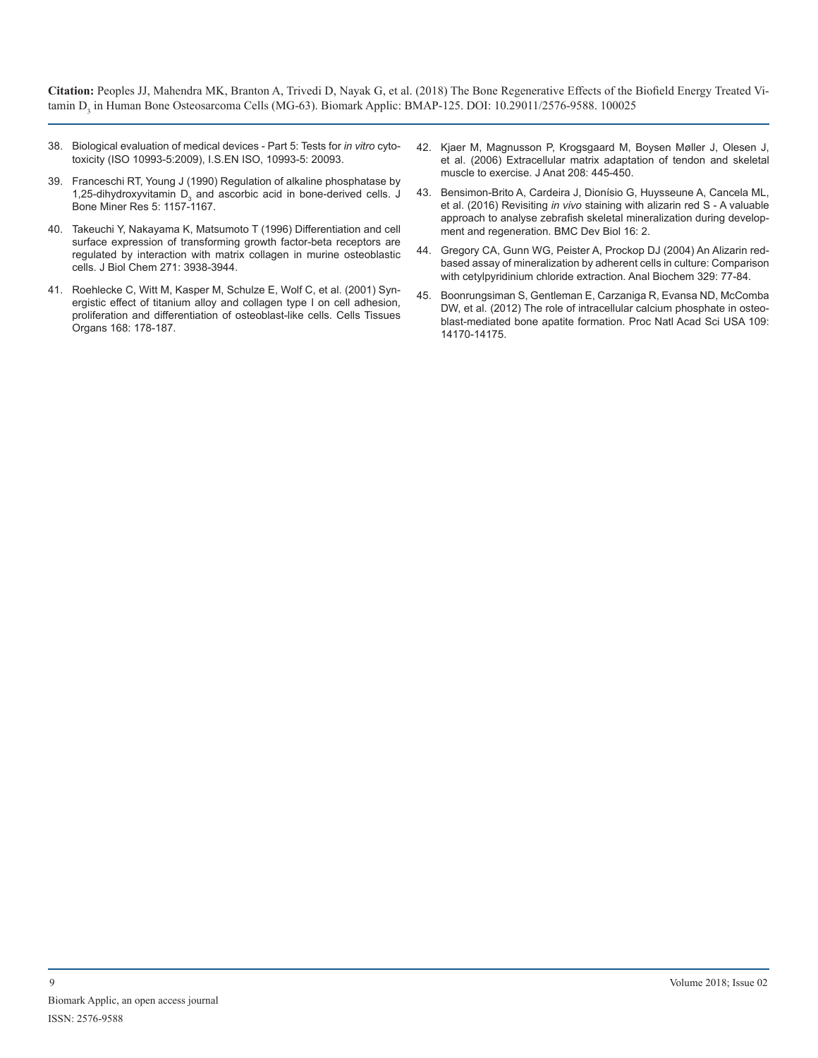38. Biological evaluation of medical devices - Part 5: Tests for *in vitro* cytotoxicity (ISO 10993-5:2009), I.S.EN ISO, 10993-5: 20093.
39. Franceschi RT, Young J (1990) Regulation of alkaline phosphatase by 1,25-dihydroxyvitamin $D_3$ and ascorbic acid in bone-derived cells. J Bone Miner Res 5: 1157-1167.
40. Takeuchi Y, Nakayama K, Matsumoto T (1996) Differentiation and cell surface expression of transforming growth factor-beta receptors are regulated by interaction with matrix collagen in murine osteoblastic cells. J Biol Chem 271: 3938-3944.
41. Roehlecke C, Witt M, Kasper M, Schulze E, Wolf C, et al. (2001) Synergistic effect of titanium alloy and collagen type I on cell adhesion, proliferation and differentiation of osteoblast-like cells. Cells Tissues Organs 168: 178-187.
42. Kjaer M, Magnusson P, Krogsgaard M, Boysen Møller J, Olesen J, et al. (2006) Extracellular matrix adaptation of tendon and skeletal muscle to exercise. J Anat 208: 445-450.
43. Bensimon-Brito A, Cardeira J, Dionísio G, Huysseune A, Cancela ML, et al. (2016) Revisiting *in vivo* staining with alizarin red S - A valuable approach to analyse zebrafish skeletal mineralization during development and regeneration. BMC Dev Biol 16: 2.
44. Gregory CA, Gunn WG, Peister A, Prockop DJ (2004) An Alizarin red-based assay of mineralization by adherent cells in culture: Comparison with cetylpyridinium chloride extraction. Anal Biochem 329: 77-84.
45. Boonrungsiman S, Gentleman E, Carzaniga R, Evansa ND, McComba DW, et al. (2012) The role of intracellular calcium phosphate in osteoblast-mediated bone apatite formation. Proc Natl Acad Sci USA 109: 14170-14175.